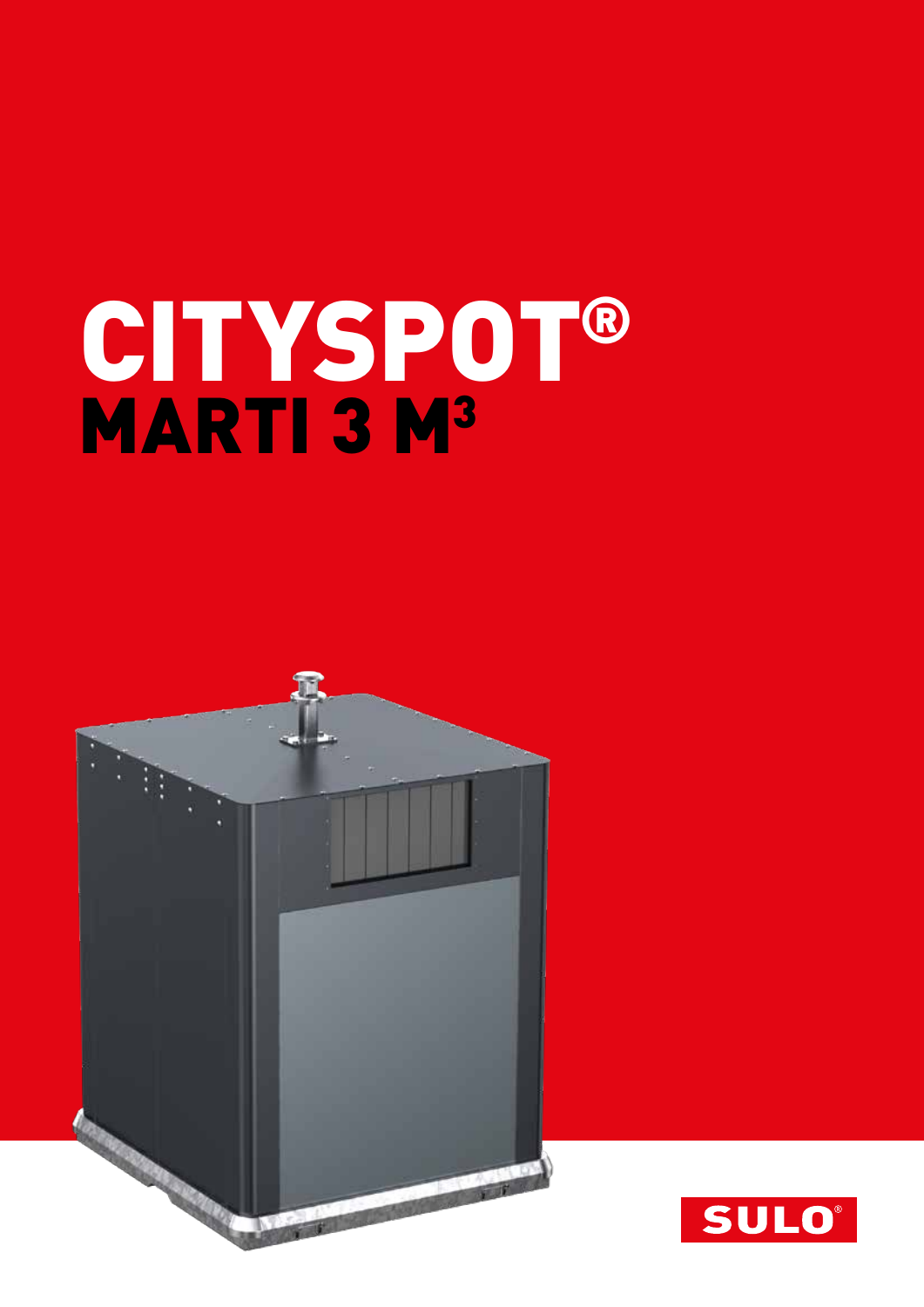# CITYSPOT®

## MARTI 3 M³

SULO®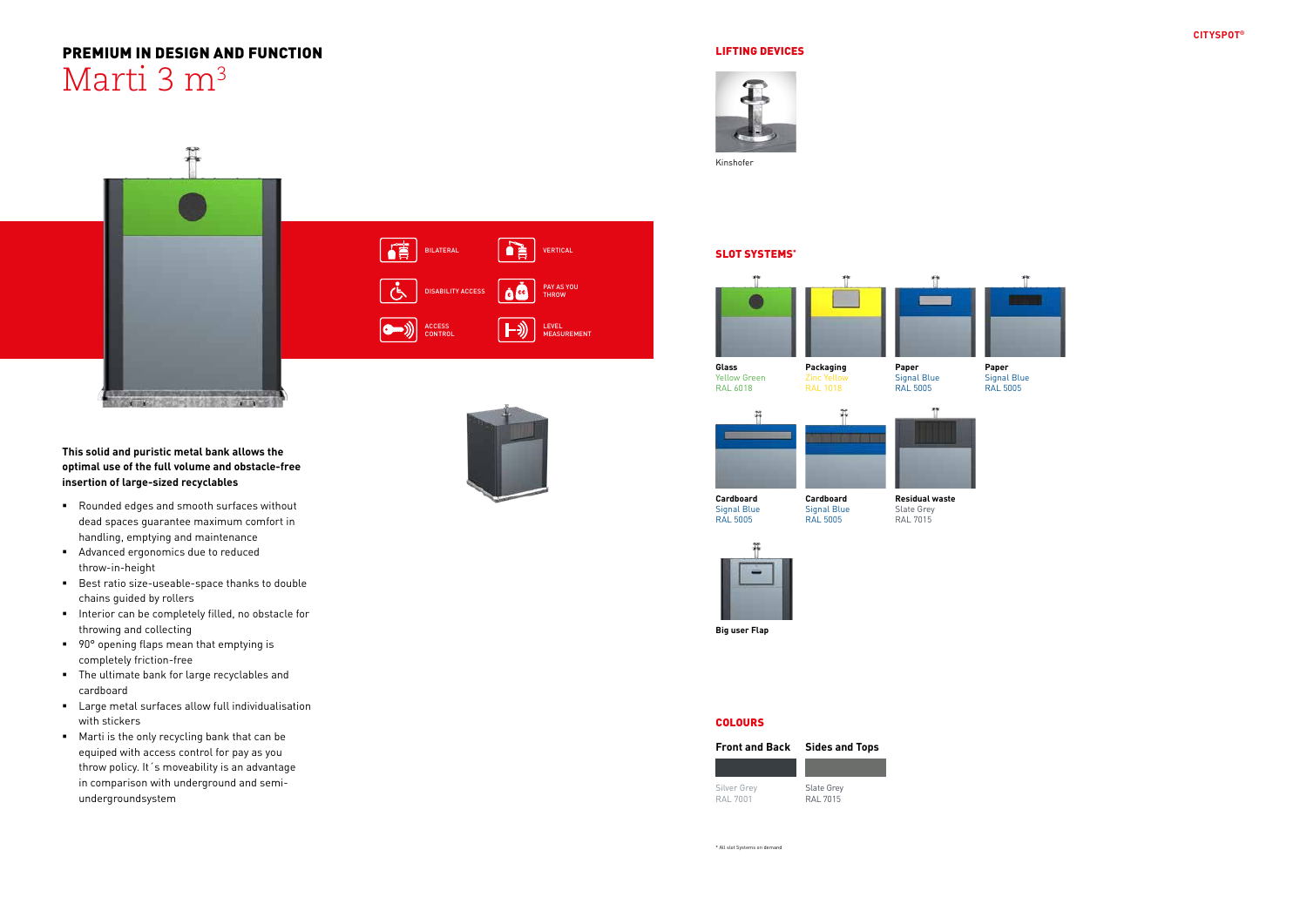## PREMIUM IN DESIGN AND FUNCTION

# Marti 3 m$^3$

BILATERAL

VERTICAL

DISABILITY ACCESS

PAY AS YOU THROW

ACCESS CONTROL

LEVEL MEASUREMENT

**This solid and puristic metal bank allows the optimal use of the full volume and obstacle-free insertion of large-sized recyclables**

- Rounded edges and smooth surfaces without dead spaces guarantee maximum comfort in handling, emptying and maintenance
- Advanced ergonomics due to reduced throw-in-height
- Best ratio size-useable-space thanks to double chains guided by rollers
- Interior can be completely filled, no obstacle for throwing and collecting
- 90° opening flaps mean that emptying is completely friction-free
- The ultimate bank for large recyclables and cardboard
- Large metal surfaces allow full individualisation with stickers
- Marti is the only recycling bank that can be equiped with access control for pay as you throw policy. It´s moveability is an advantage in comparison with underground and semi-undergroundsystem

### LIFTING DEVICES

Kinshofer

### SLOT SYSTEMS*

**Glass**
Yellow Green
RAL 6018

**Packaging**
Zinc Yellow
RAL 1018

**Paper**
Signal Blue
RAL 5005

**Paper**
Signal Blue
RAL 5005

**Cardboard**
Signal Blue
RAL 5005

**Cardboard**
Signal Blue
RAL 5005

**Residual waste**
Slate Grey
RAL 7015

**Big user Flap**

### COLOURS

| Front and Back | Sides and Tops |
| --- | --- |
| Silver Grey RAL 7001 | Slate Grey RAL 7015 |

* All slot Systems on demand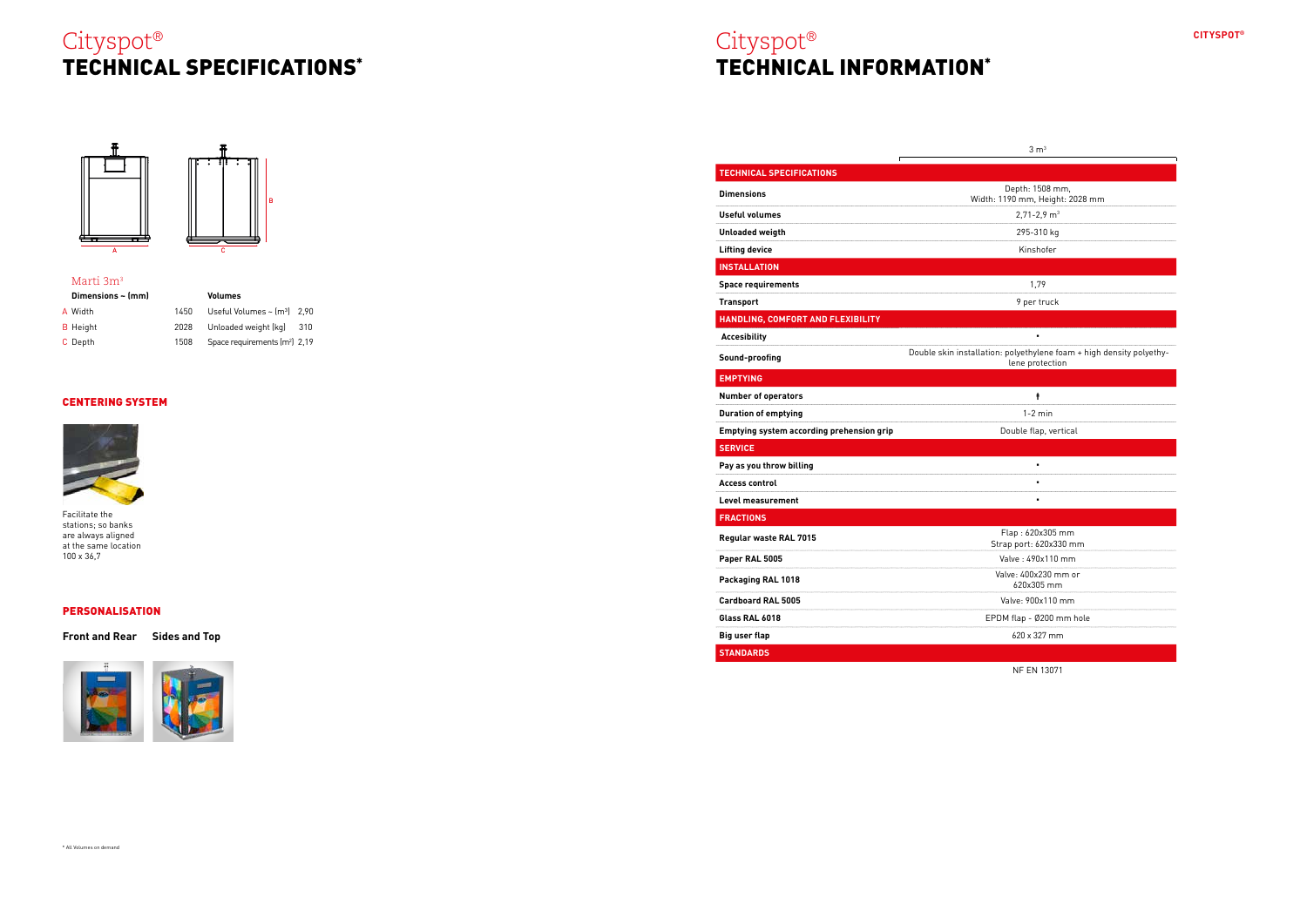# Cityspot®
## TECHNICAL SPECIFICATIONS*

A B C

### Marti 3m³

| Dimensions ~ (mm) | | Volumes | |
|---|---|---|---|
| A Width | 1450 | Useful Volumes ~ (m³) | 2,90 |
| B Height | 2028 | Unloaded weight (kg) | 310 |
| C Depth | 1508 | Space requirements (m²) | 2,19 |

### CENTERING SYSTEM

Facilitate the stations; so banks are always aligned at the same location 100 x 36,7

### PERSONALISATION

**Front and Rear** **Sides and Top**

\* All Volumes on demand

# Cityspot®
## TECHNICAL INFORMATION*

| | 3 m³ |
|---|---|
| **TECHNICAL SPECIFICATIONS** | |
| **Dimensions** | Depth: 1508 mm, Width: 1190 mm, Height: 2028 mm |
| **Useful volumes** | 2,71-2,9 m³ |
| **Unloaded weigth** | 295-310 kg |
| **Lifting device** | Kinshofer |
| **INSTALLATION** | |
| **Space requirements** | 1,79 |
| **Transport** | 9 per truck |
| **HANDLING, COMFORT AND FLEXIBILITY** | |
| **Accesibility** | • |
| **Sound-proofing** | Double skin installation: polyethylene foam + high density polyethylene protection |
| **EMPTYING** | |
| **Number of operators** | 1 |
| **Duration of emptying** | 1-2 min |
| **Emptying system according prehension grip** | Double flap, vertical |
| **SERVICE** | |
| **Pay as you throw billing** | • |
| **Access control** | • |
| **Level measurement** | • |
| **FRACTIONS** | |
| **Regular waste RAL 7015** | Flap : 620x305 mm Strap port: 620x330 mm |
| **Paper RAL 5005** | Valve : 490x110 mm |
| **Packaging RAL 1018** | Valve: 400x230 mm or 620x305 mm |
| **Cardboard RAL 5005** | Valve: 900x110 mm |
| **Glass RAL 6018** | EPDM flap - Ø200 mm hole |
| **Big user flap** | 620 x 327 mm |
| **STANDARDS** | |
| | NF EN 13071 |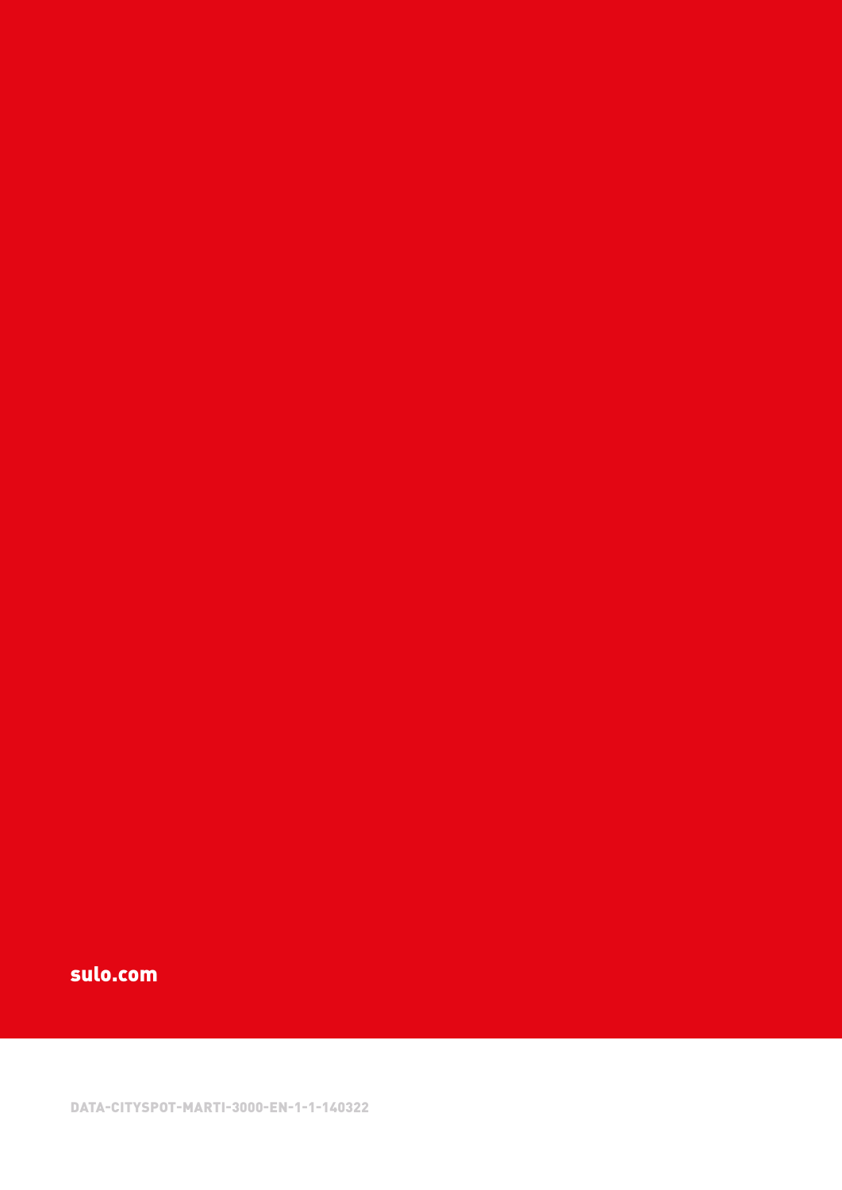sulo.com

DATA-CITYSPOT-MARTI-3000-EN-1-1-140322